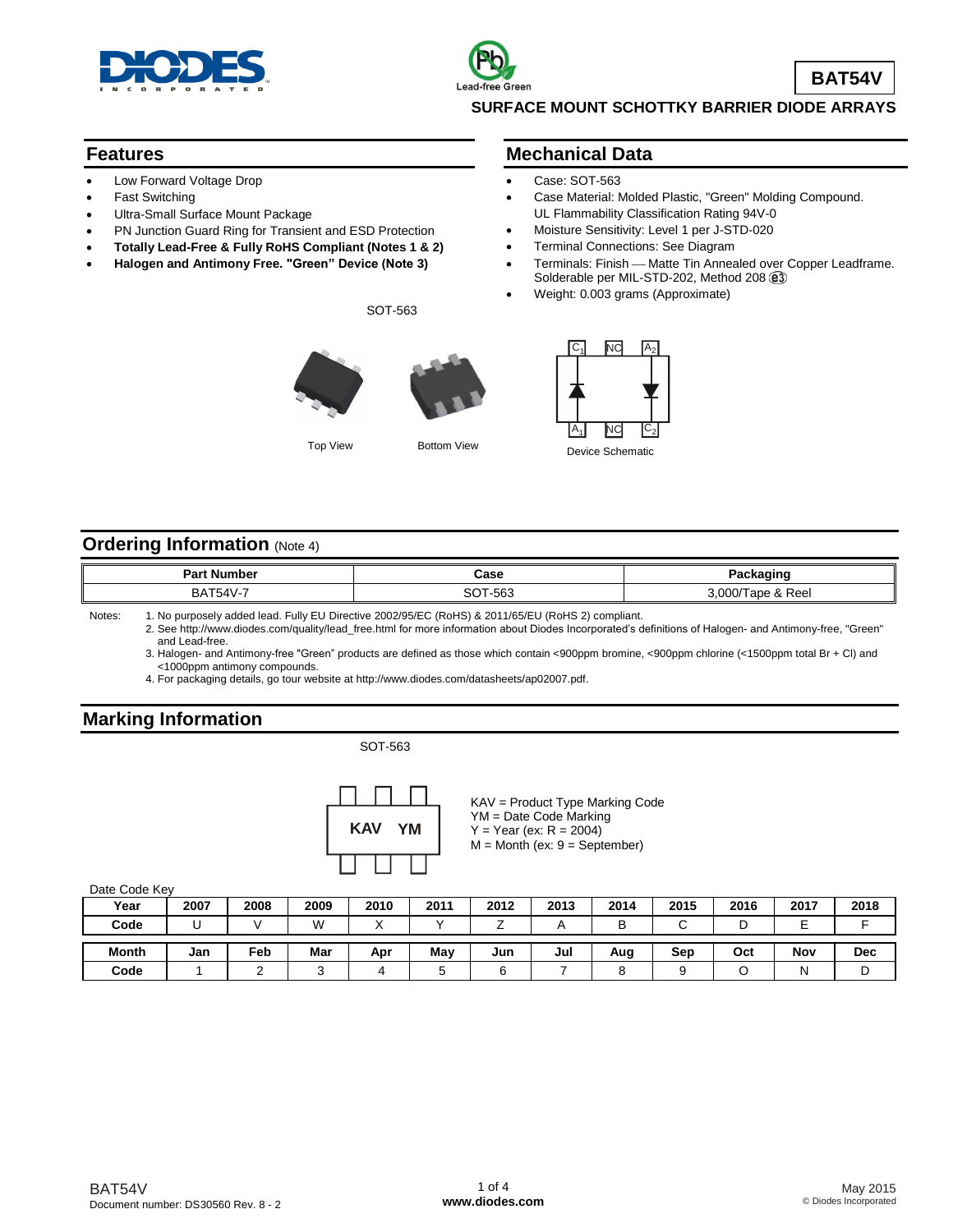# BAT54V

## SURFACE MOUNT SCHOTTKY BARRIER DIODE ARRAYS

## Features

- Low Forward Voltage Drop
- Fast Switching
- Ultra-Small Surface Mount Package
- PN Junction Guard Ring for Transient and ESD Protection
- **Totally Lead-Free & Fully RoHS Compliant (Notes 1 & 2)**
- **Halogen and Antimony Free. "Green" Device (Note 3)**

## Mechanical Data

- Case: SOT-563
- Case Material: Molded Plastic, "Green" Molding Compound. UL Flammability Classification Rating 94V-0
- Moisture Sensitivity: Level 1 per J-STD-020
- Terminal Connections: See Diagram
- Terminals: Finish — Matte Tin Annealed over Copper Leadframe. Solderable per MIL-STD-202, Method 208 (e3)
- Weight: 0.003 grams (Approximate)

SOT-563

Top View

Bottom View

$C_1$ NC $A_2$

$A_1$ NC $C_2$

Device Schematic

## Ordering Information (Note 4)

| Part Number | Case | Packaging |
|---|---|---|
| BAT54V-7 | SOT-563 | 3,000/Tape & Reel |

Notes:
1. No purposely added lead. Fully EU Directive 2002/95/EC (RoHS) & 2011/65/EU (RoHS 2) compliant.
2. See http://www.diodes.com/quality/lead_free.html for more information about Diodes Incorporated's definitions of Halogen- and Antimony-free, "Green" and Lead-free.
3. Halogen- and Antimony-free "Green" products are defined as those which contain <900ppm bromine, <900ppm chlorine (<1500ppm total Br + Cl) and <1000ppm antimony compounds.
4. For packaging details, go tour website at http://www.diodes.com/datasheets/ap02007.pdf.

## Marking Information

SOT-563

**KAV YM**

KAV = Product Type Marking Code
YM = Date Code Marking
Y = Year (ex: R = 2004)
M = Month (ex: 9 = September)

Date Code Key

| Year | 2007 | 2008 | 2009 | 2010 | 2011 | 2012 | 2013 | 2014 | 2015 | 2016 | 2017 | 2018 |
|---|---|---|---|---|---|---|---|---|---|---|---|---|
| Code | U | V | W | X | Y | Z | A | B | C | D | E | F |

| Month | Jan | Feb | Mar | Apr | May | Jun | Jul | Aug | Sep | Oct | Nov | Dec |
|---|---|---|---|---|---|---|---|---|---|---|---|---|
| Code | 1 | 2 | 3 | 4 | 5 | 6 | 7 | 8 | 9 | O | N | D |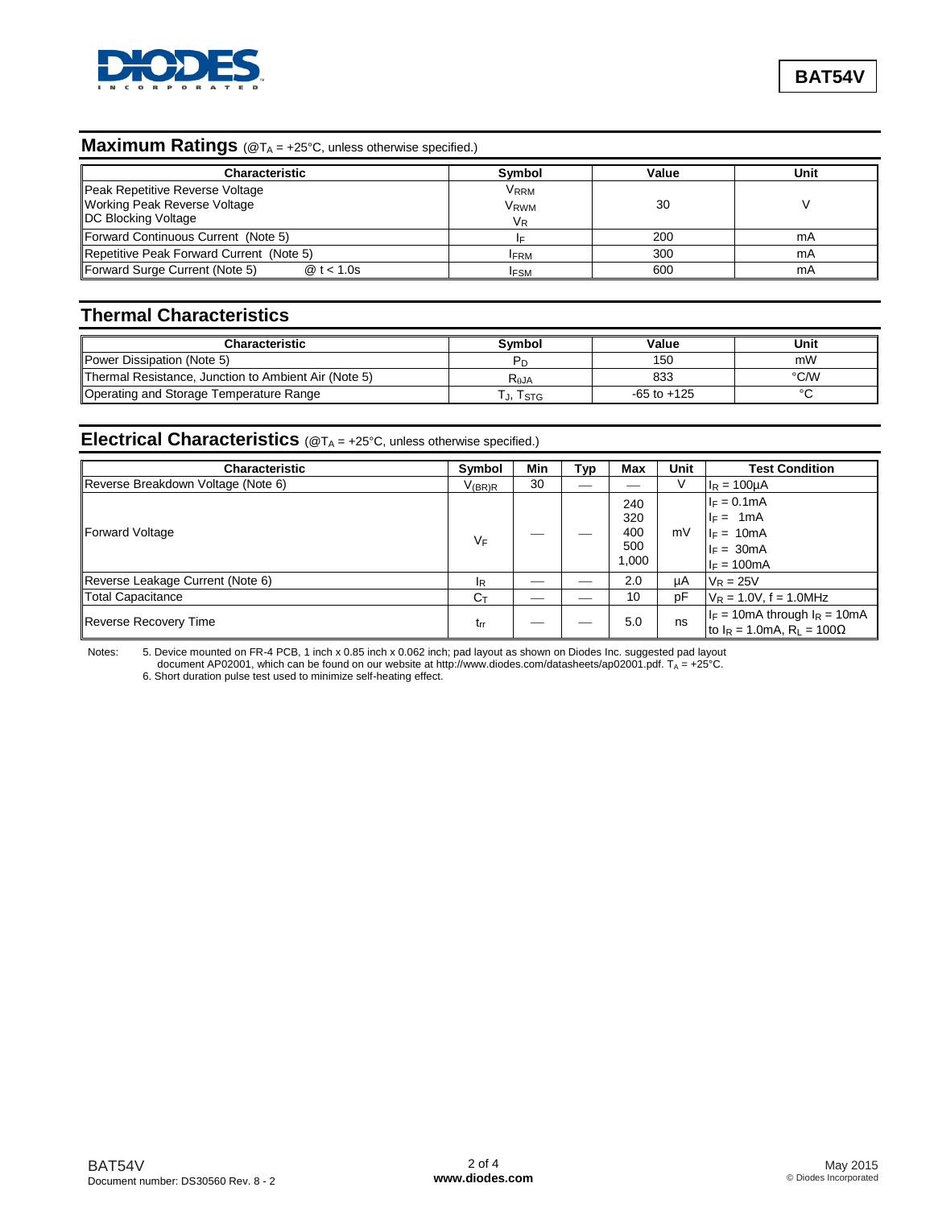## Maximum Ratings (@$T_A$ = +25°C, unless otherwise specified.)

| Characteristic | Symbol | Value | Unit |
|---|---|---|---|
| Peak Repetitive Reverse Voltage<br>Working Peak Reverse Voltage<br>DC Blocking Voltage | $V_{RRM}$<br>$V_{RWM}$<br>$V_R$ | 30 | V |
| Forward Continuous Current (Note 5) | $I_F$ | 200 | mA |
| Repetitive Peak Forward Current (Note 5) | $I_{FRM}$ | 300 | mA |
| Forward Surge Current (Note 5) @ t < 1.0s | $I_{FSM}$ | 600 | mA |

## Thermal Characteristics

| Characteristic | Symbol | Value | Unit |
|---|---|---|---|
| Power Dissipation (Note 5) | $P_D$ | 150 | mW |
| Thermal Resistance, Junction to Ambient Air (Note 5) | $R_{\theta JA}$ | 833 | °C/W |
| Operating and Storage Temperature Range | $T_J$, $T_{STG}$ | -65 to +125 | °C |

## Electrical Characteristics (@$T_A$ = +25°C, unless otherwise specified.)

| Characteristic | Symbol | Min | Typ | Max | Unit | Test Condition |
|---|---|---|---|---|---|---|
| Reverse Breakdown Voltage (Note 6) | $V_{(BR)R}$ | 30 | — | — | V | $I_R$ = 100μA |
| Forward Voltage | $V_F$ | — | — | 240<br>320<br>400<br>500<br>1,000 | mV | $I_F$ = 0.1mA<br>$I_F$ = 1mA<br>$I_F$ = 10mA<br>$I_F$ = 30mA<br>$I_F$ = 100mA |
| Reverse Leakage Current (Note 6) | $I_R$ | — | — | 2.0 | μA | $V_R$ = 25V |
| Total Capacitance | $C_T$ | — | — | 10 | pF | $V_R$ = 1.0V, f = 1.0MHz |
| Reverse Recovery Time | $t_{rr}$ | — | — | 5.0 | ns | $I_F$ = 10mA through $I_R$ = 10mA to $I_R$ = 1.0mA, $R_L$ = 100Ω |

Notes: 5. Device mounted on FR-4 PCB, 1 inch x 0.85 inch x 0.062 inch; pad layout as shown on Diodes Inc. suggested pad layout document AP02001, which can be found on our website at http://www.diodes.com/datasheets/ap02001.pdf. $T_A$ = +25°C.
6. Short duration pulse test used to minimize self-heating effect.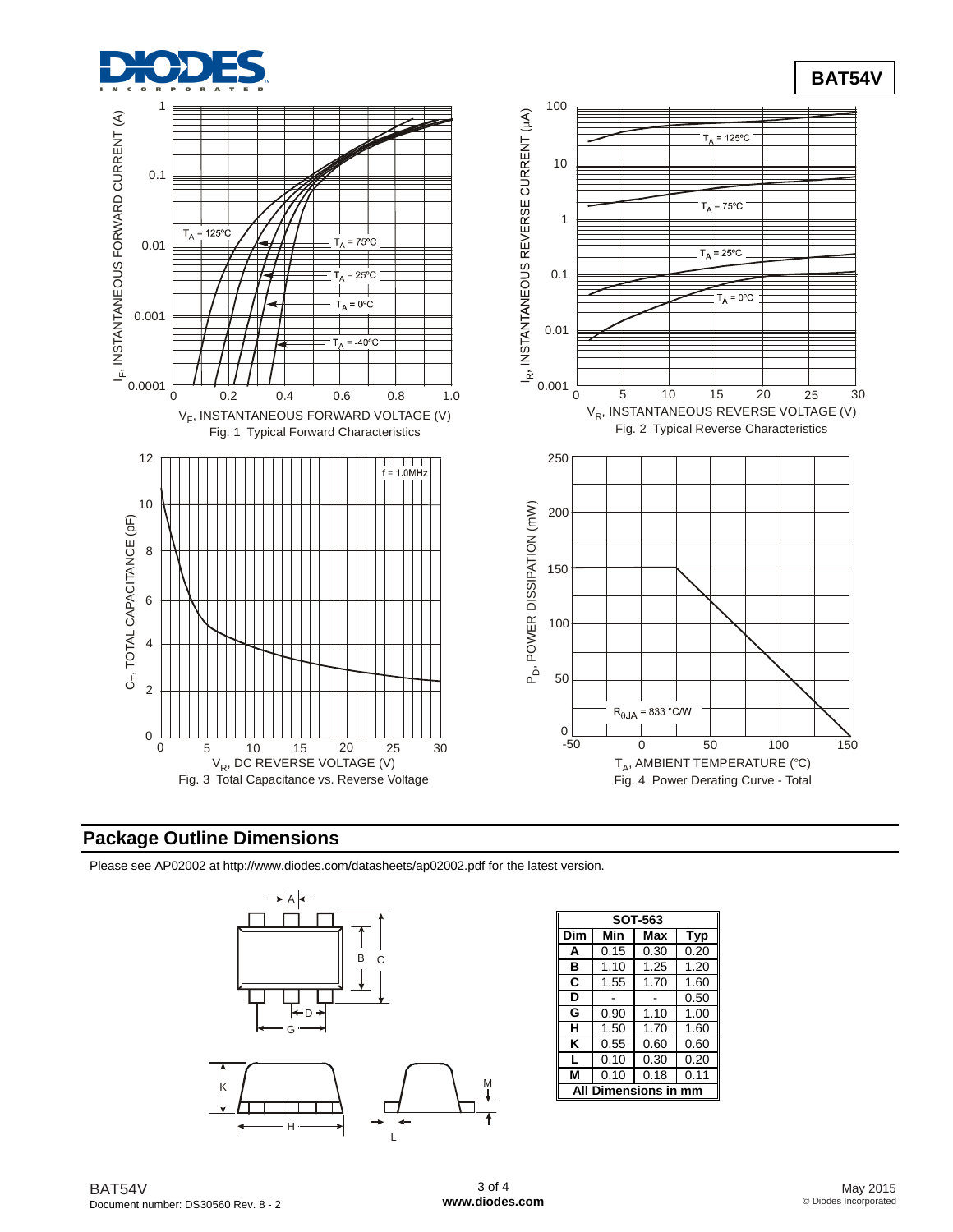Fig. 1 Typical Forward Characteristics

Fig. 2 Typical Reverse Characteristics

Fig. 3 Total Capacitance vs. Reverse Voltage

Fig. 4 Power Derating Curve - Total

## Package Outline Dimensions

Please see AP02002 at http://www.diodes.com/datasheets/ap02002.pdf for the latest version.

| SOT-563 | | | |
|---|---|---|---|
| Dim | Min | Max | Typ |
| A | 0.15 | 0.30 | 0.20 |
| B | 1.10 | 1.25 | 1.20 |
| C | 1.55 | 1.70 | 1.60 |
| D | - | - | 0.50 |
| G | 0.90 | 1.10 | 1.00 |
| H | 1.50 | 1.70 | 1.60 |
| K | 0.55 | 0.60 | 0.60 |
| L | 0.10 | 0.30 | 0.20 |
| M | 0.10 | 0.18 | 0.11 |
| All Dimensions in mm | | | |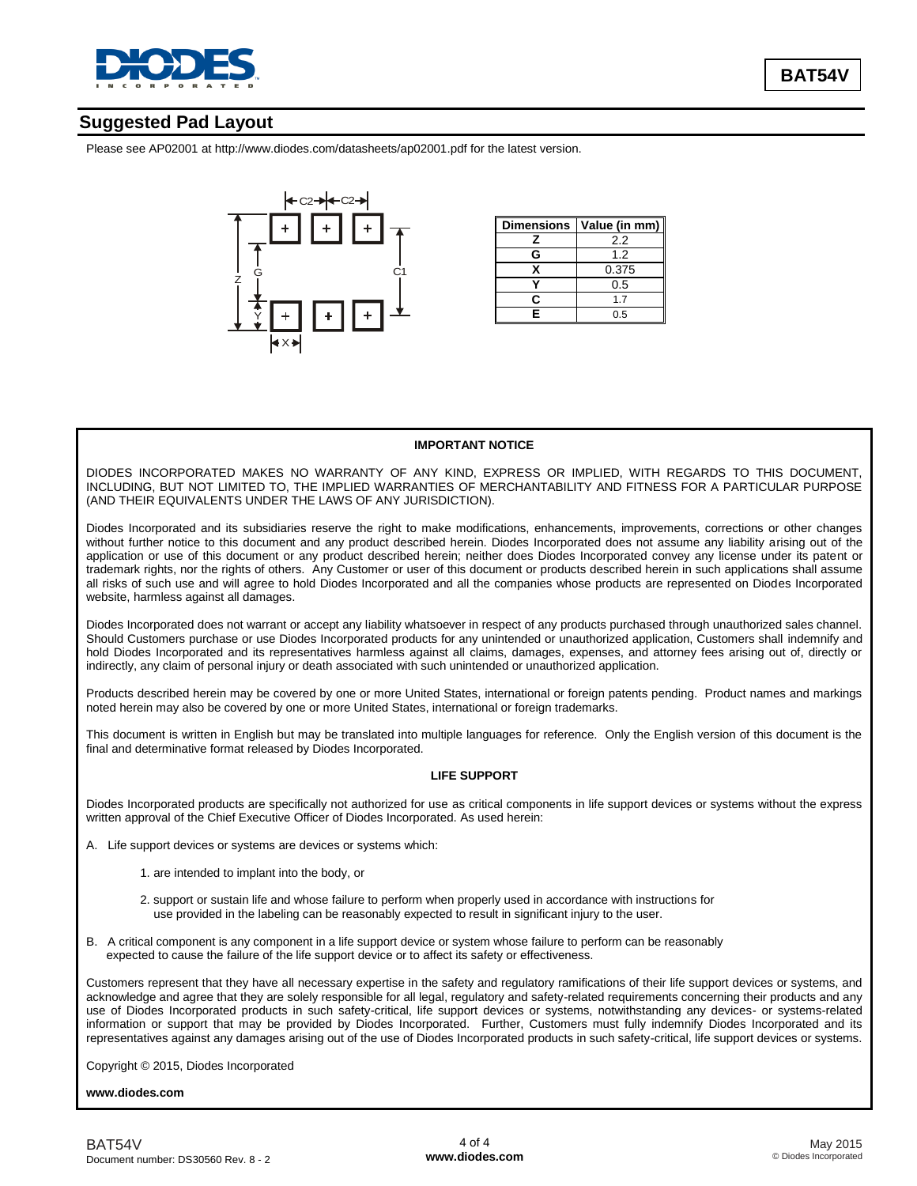## Suggested Pad Layout

Please see AP02001 at http://www.diodes.com/datasheets/ap02001.pdf for the latest version.

C2
C2
Z
G
C1
Y
X

| Dimensions | Value (in mm) |
|---|---|
| Z | 2.2 |
| G | 1.2 |
| X | 0.375 |
| Y | 0.5 |
| C | 1.7 |
| E | 0.5 |

**IMPORTANT NOTICE**

DIODES INCORPORATED MAKES NO WARRANTY OF ANY KIND, EXPRESS OR IMPLIED, WITH REGARDS TO THIS DOCUMENT, INCLUDING, BUT NOT LIMITED TO, THE IMPLIED WARRANTIES OF MERCHANTABILITY AND FITNESS FOR A PARTICULAR PURPOSE (AND THEIR EQUIVALENTS UNDER THE LAWS OF ANY JURISDICTION).

Diodes Incorporated and its subsidiaries reserve the right to make modifications, enhancements, improvements, corrections or other changes without further notice to this document and any product described herein. Diodes Incorporated does not assume any liability arising out of the application or use of this document or any product described herein; neither does Diodes Incorporated convey any license under its patent or trademark rights, nor the rights of others. Any Customer or user of this document or products described herein in such applications shall assume all risks of such use and will agree to hold Diodes Incorporated and all the companies whose products are represented on Diodes Incorporated website, harmless against all damages.

Diodes Incorporated does not warrant or accept any liability whatsoever in respect of any products purchased through unauthorized sales channel. Should Customers purchase or use Diodes Incorporated products for any unintended or unauthorized application, Customers shall indemnify and hold Diodes Incorporated and its representatives harmless against all claims, damages, expenses, and attorney fees arising out of, directly or indirectly, any claim of personal injury or death associated with such unintended or unauthorized application.

Products described herein may be covered by one or more United States, international or foreign patents pending. Product names and markings noted herein may also be covered by one or more United States, international or foreign trademarks.

This document is written in English but may be translated into multiple languages for reference. Only the English version of this document is the final and determinative format released by Diodes Incorporated.

**LIFE SUPPORT**

Diodes Incorporated products are specifically not authorized for use as critical components in life support devices or systems without the express written approval of the Chief Executive Officer of Diodes Incorporated. As used herein:

A. Life support devices or systems are devices or systems which:

1. are intended to implant into the body, or
2. support or sustain life and whose failure to perform when properly used in accordance with instructions for use provided in the labeling can be reasonably expected to result in significant injury to the user.

B. A critical component is any component in a life support device or system whose failure to perform can be reasonably expected to cause the failure of the life support device or to affect its safety or effectiveness.

Customers represent that they have all necessary expertise in the safety and regulatory ramifications of their life support devices or systems, and acknowledge and agree that they are solely responsible for all legal, regulatory and safety-related requirements concerning their products and any use of Diodes Incorporated products in such safety-critical, life support devices or systems, notwithstanding any devices- or systems-related information or support that may be provided by Diodes Incorporated. Further, Customers must fully indemnify Diodes Incorporated and its representatives against any damages arising out of the use of Diodes Incorporated products in such safety-critical, life support devices or systems.

Copyright © 2015, Diodes Incorporated

**www.diodes.com**